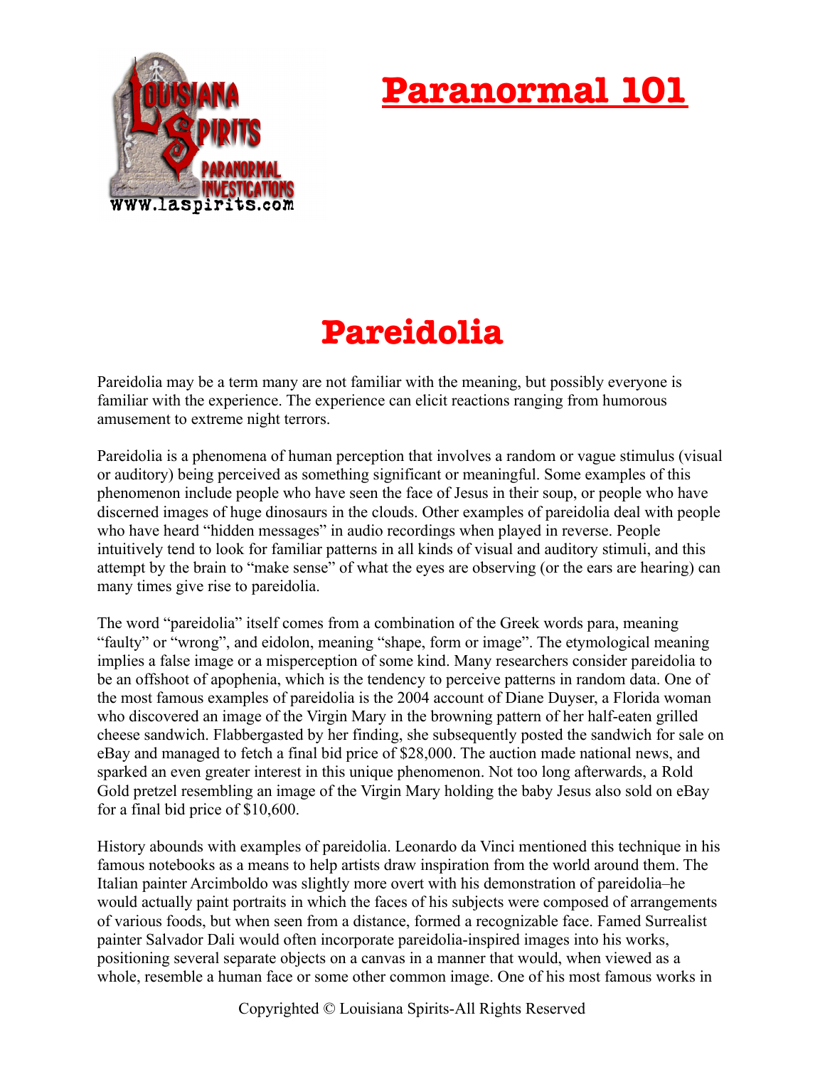# Paranormal 101

## Pareidolia

Pareidolia may be a term many are not familiar with the meaning, but possibly everyone is familiar with the experience. The experience can elicit reactions ranging from humorous amusement to extreme night terrors.

Pareidolia is a phenomena of human perception that involves a random or vague stimulus (visual or auditory) being perceived as something significant or meaningful. Some examples of this phenomenon include people who have seen the face of Jesus in their soup, or people who have discerned images of huge dinosaurs in the clouds. Other examples of pareidolia deal with people who have heard "hidden messages" in audio recordings when played in reverse. People intuitively tend to look for familiar patterns in all kinds of visual and auditory stimuli, and this attempt by the brain to "make sense" of what the eyes are observing (or the ears are hearing) can many times give rise to pareidolia.

The word "pareidolia" itself comes from a combination of the Greek words para, meaning "faulty" or "wrong", and eidolon, meaning "shape, form or image". The etymological meaning implies a false image or a misperception of some kind. Many researchers consider pareidolia to be an offshoot of apophenia, which is the tendency to perceive patterns in random data. One of the most famous examples of pareidolia is the 2004 account of Diane Duyser, a Florida woman who discovered an image of the Virgin Mary in the browning pattern of her half-eaten grilled cheese sandwich. Flabbergasted by her finding, she subsequently posted the sandwich for sale on eBay and managed to fetch a final bid price of $28,000. The auction made national news, and sparked an even greater interest in this unique phenomenon. Not too long afterwards, a Rold Gold pretzel resembling an image of the Virgin Mary holding the baby Jesus also sold on eBay for a final bid price of $10,600.

History abounds with examples of pareidolia. Leonardo da Vinci mentioned this technique in his famous notebooks as a means to help artists draw inspiration from the world around them. The Italian painter Arcimboldo was slightly more overt with his demonstration of pareidolia–he would actually paint portraits in which the faces of his subjects were composed of arrangements of various foods, but when seen from a distance, formed a recognizable face. Famed Surrealist painter Salvador Dali would often incorporate pareidolia-inspired images into his works, positioning several separate objects on a canvas in a manner that would, when viewed as a whole, resemble a human face or some other common image. One of his most famous works in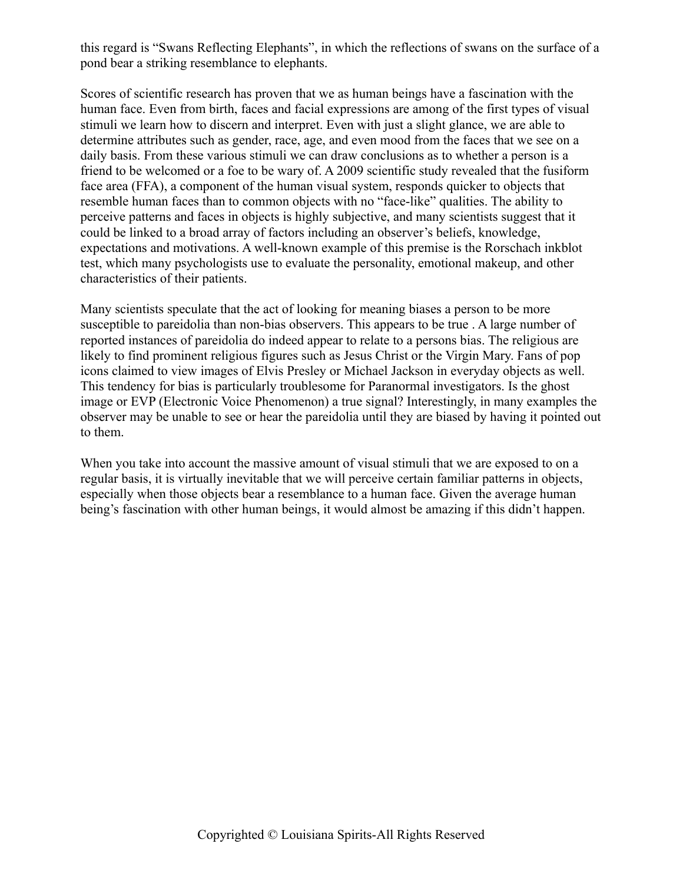this regard is "Swans Reflecting Elephants", in which the reflections of swans on the surface of a pond bear a striking resemblance to elephants.

Scores of scientific research has proven that we as human beings have a fascination with the human face. Even from birth, faces and facial expressions are among of the first types of visual stimuli we learn how to discern and interpret. Even with just a slight glance, we are able to determine attributes such as gender, race, age, and even mood from the faces that we see on a daily basis. From these various stimuli we can draw conclusions as to whether a person is a friend to be welcomed or a foe to be wary of. A 2009 scientific study revealed that the fusiform face area (FFA), a component of the human visual system, responds quicker to objects that resemble human faces than to common objects with no "face-like" qualities. The ability to perceive patterns and faces in objects is highly subjective, and many scientists suggest that it could be linked to a broad array of factors including an observer's beliefs, knowledge, expectations and motivations. A well-known example of this premise is the Rorschach inkblot test, which many psychologists use to evaluate the personality, emotional makeup, and other characteristics of their patients.

Many scientists speculate that the act of looking for meaning biases a person to be more susceptible to pareidolia than non-bias observers. This appears to be true . A large number of reported instances of pareidolia do indeed appear to relate to a persons bias. The religious are likely to find prominent religious figures such as Jesus Christ or the Virgin Mary. Fans of pop icons claimed to view images of Elvis Presley or Michael Jackson in everyday objects as well. This tendency for bias is particularly troublesome for Paranormal investigators. Is the ghost image or EVP (Electronic Voice Phenomenon) a true signal? Interestingly, in many examples the observer may be unable to see or hear the pareidolia until they are biased by having it pointed out to them.

When you take into account the massive amount of visual stimuli that we are exposed to on a regular basis, it is virtually inevitable that we will perceive certain familiar patterns in objects, especially when those objects bear a resemblance to a human face. Given the average human being's fascination with other human beings, it would almost be amazing if this didn't happen.

Copyrighted © Louisiana Spirits-All Rights Reserved